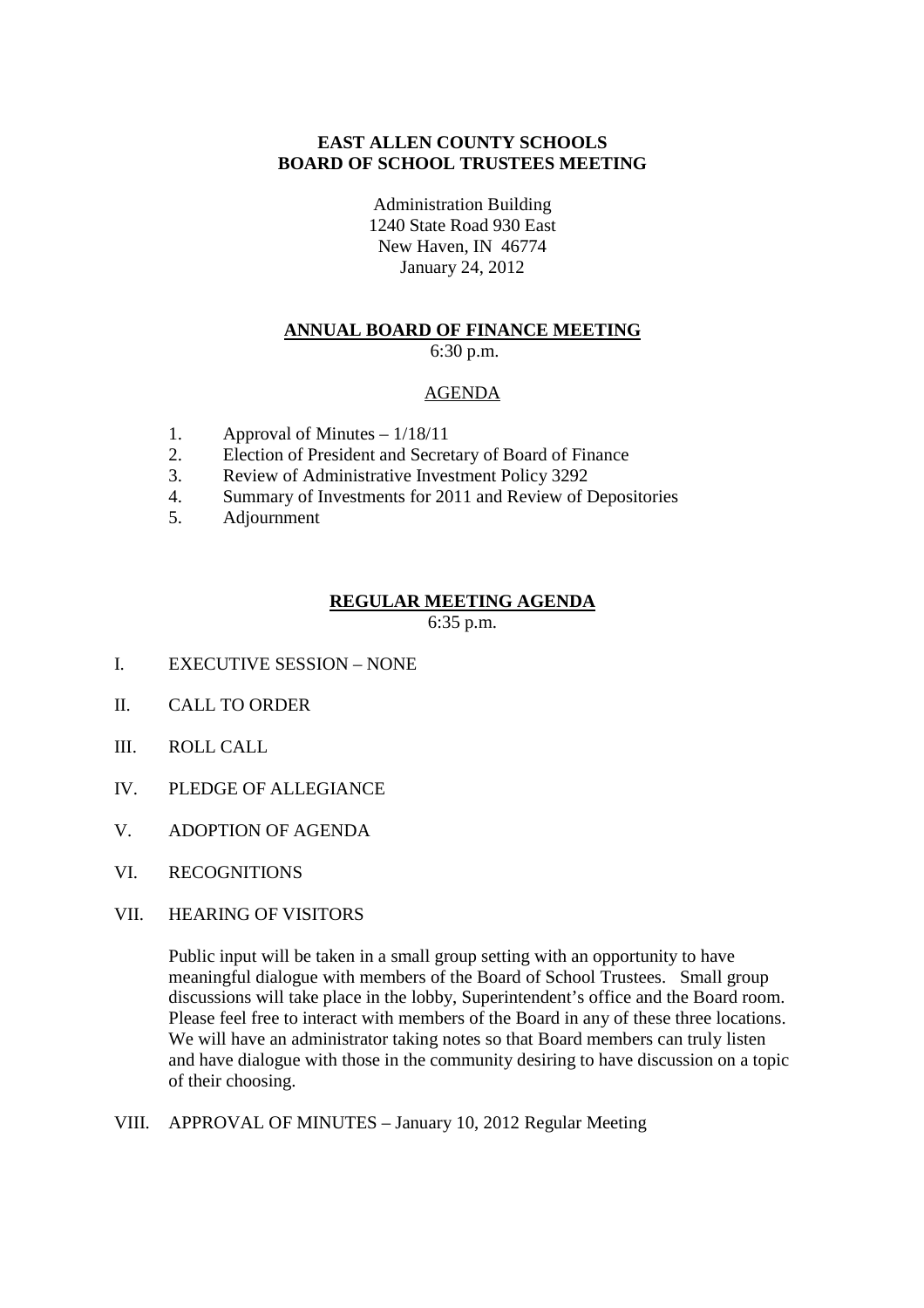# EAST ALLEN COUNTY SCHOOLS
# BOARD OF SCHOOL TRUSTEES MEETING

Administration Building
1240 State Road 930 East
New Haven, IN 46774
January 24, 2012

## ANNUAL BOARD OF FINANCE MEETING

6:30 p.m.

AGENDA

1. Approval of Minutes – 1/18/11
2. Election of President and Secretary of Board of Finance
3. Review of Administrative Investment Policy 3292
4. Summary of Investments for 2011 and Review of Depositories
5. Adjournment

## REGULAR MEETING AGENDA

6:35 p.m.

I. EXECUTIVE SESSION – NONE

II. CALL TO ORDER

III. ROLL CALL

IV. PLEDGE OF ALLEGIANCE

V. ADOPTION OF AGENDA

VI. RECOGNITIONS

VII. HEARING OF VISITORS

Public input will be taken in a small group setting with an opportunity to have meaningful dialogue with members of the Board of School Trustees. Small group discussions will take place in the lobby, Superintendent's office and the Board room. Please feel free to interact with members of the Board in any of these three locations. We will have an administrator taking notes so that Board members can truly listen and have dialogue with those in the community desiring to have discussion on a topic of their choosing.

VIII. APPROVAL OF MINUTES – January 10, 2012 Regular Meeting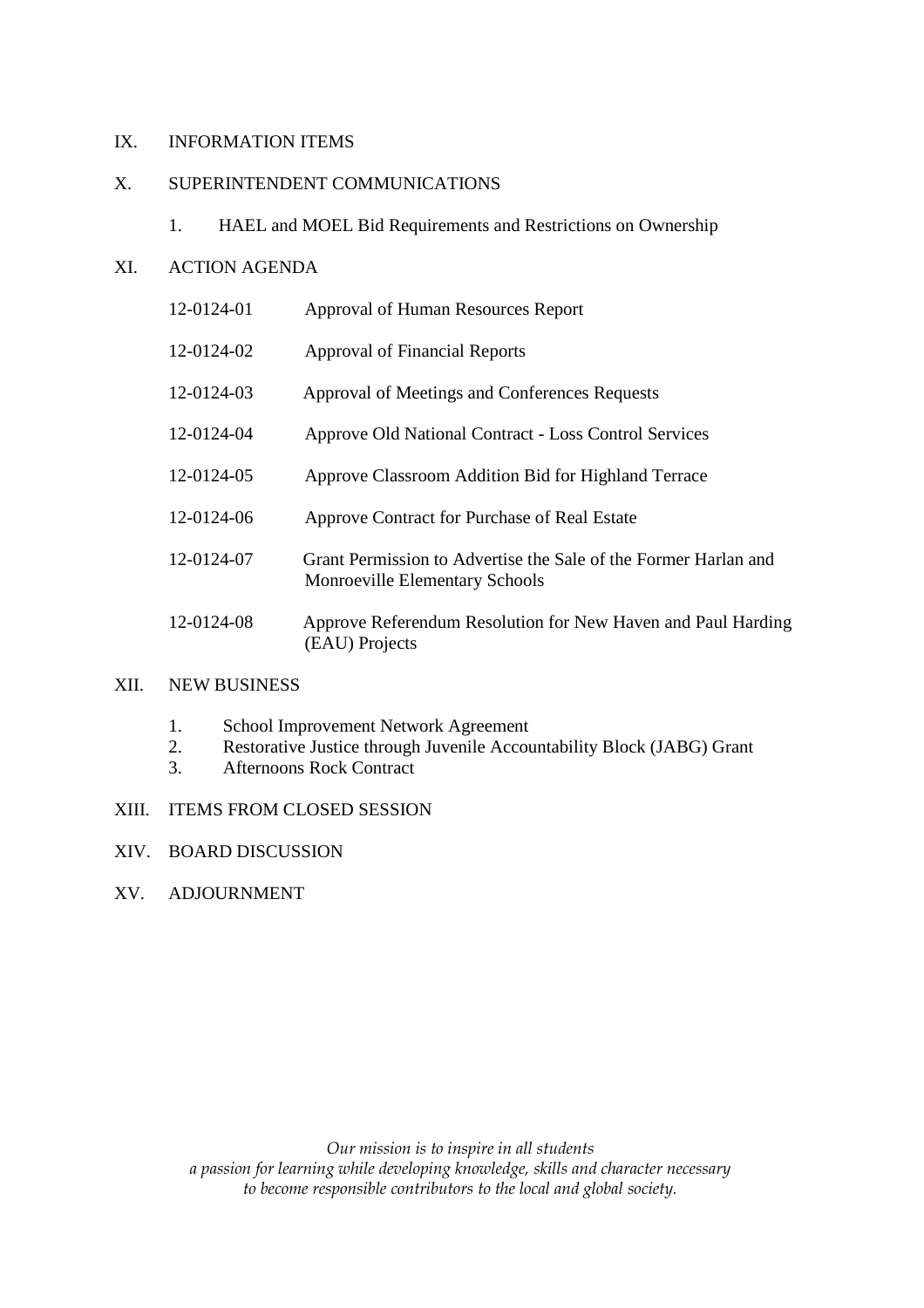IX. INFORMATION ITEMS

X. SUPERINTENDENT COMMUNICATIONS

1. HAEL and MOEL Bid Requirements and Restrictions on Ownership

XI. ACTION AGENDA

| | |
|---|---|
| 12-0124-01 | Approval of Human Resources Report |
| 12-0124-02 | Approval of Financial Reports |
| 12-0124-03 | Approval of Meetings and Conferences Requests |
| 12-0124-04 | Approve Old National Contract - Loss Control Services |
| 12-0124-05 | Approve Classroom Addition Bid for Highland Terrace |
| 12-0124-06 | Approve Contract for Purchase of Real Estate |
| 12-0124-07 | Grant Permission to Advertise the Sale of the Former Harlan and Monroeville Elementary Schools |
| 12-0124-08 | Approve Referendum Resolution for New Haven and Paul Harding (EAU) Projects |

XII. NEW BUSINESS

1. School Improvement Network Agreement
2. Restorative Justice through Juvenile Accountability Block (JABG) Grant
3. Afternoons Rock Contract

XIII. ITEMS FROM CLOSED SESSION

XIV. BOARD DISCUSSION

XV. ADJOURNMENT

*Our mission is to inspire in all students*
*a passion for learning while developing knowledge, skills and character necessary*
*to become responsible contributors to the local and global society.*